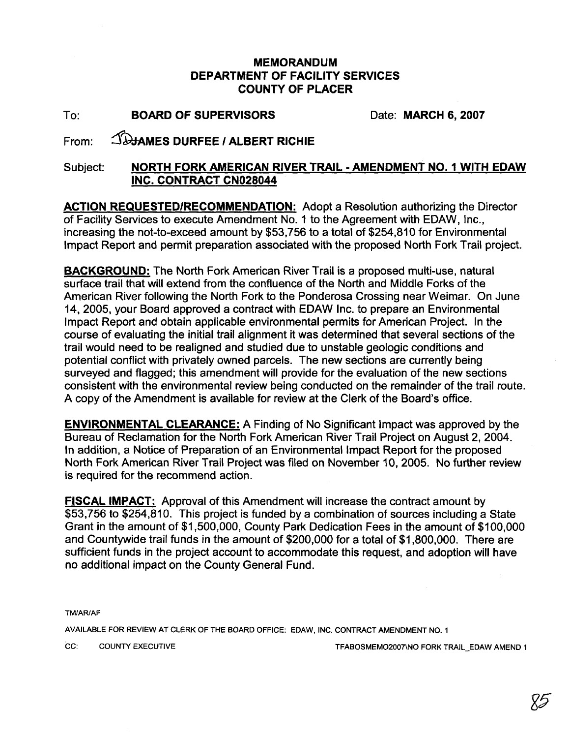**MEMORANDUM**
**DEPARTMENT OF FACILITY SERVICES**
**COUNTY OF PLACER**

To: **BOARD OF SUPERVISORS** Date: **MARCH 6, 2007**

From: **JAMES DURFEE / ALBERT RICHIE**

Subject: **NORTH FORK AMERICAN RIVER TRAIL - AMENDMENT NO. 1 WITH EDAW INC. CONTRACT CN028044**

**ACTION REQUESTED/RECOMMENDATION:** Adopt a Resolution authorizing the Director of Facility Services to execute Amendment No. 1 to the Agreement with EDAW, Inc., increasing the not-to-exceed amount by $53,756 to a total of $254,810 for Environmental Impact Report and permit preparation associated with the proposed North Fork Trail project.

**BACKGROUND:** The North Fork American River Trail is a proposed multi-use, natural surface trail that will extend from the confluence of the North and Middle Forks of the American River following the North Fork to the Ponderosa Crossing near Weimar. On June 14, 2005, your Board approved a contract with EDAW Inc. to prepare an Environmental Impact Report and obtain applicable environmental permits for American Project. In the course of evaluating the initial trail alignment it was determined that several sections of the trail would need to be realigned and studied due to unstable geologic conditions and potential conflict with privately owned parcels. The new sections are currently being surveyed and flagged; this amendment will provide for the evaluation of the new sections consistent with the environmental review being conducted on the remainder of the trail route. A copy of the Amendment is available for review at the Clerk of the Board's office.

**ENVIRONMENTAL CLEARANCE:** A Finding of No Significant Impact was approved by the Bureau of Reclamation for the North Fork American River Trail Project on August 2, 2004. In addition, a Notice of Preparation of an Environmental Impact Report for the proposed North Fork American River Trail Project was filed on November 10, 2005. No further review is required for the recommend action.

**FISCAL IMPACT:** Approval of this Amendment will increase the contract amount by $53,756 to $254,810. This project is funded by a combination of sources including a State Grant in the amount of $1,500,000, County Park Dedication Fees in the amount of $100,000 and Countywide trail funds in the amount of $200,000 for a total of $1,800,000. There are sufficient funds in the project account to accommodate this request, and adoption will have no additional impact on the County General Fund.

TM/AR/AF

AVAILABLE FOR REVIEW AT CLERK OF THE BOARD OFFICE: EDAW, INC. CONTRACT AMENDMENT NO. 1

CC: COUNTY EXECUTIVE TFABOSMEMO2007\NO FORK TRAIL_EDAW AMEND 1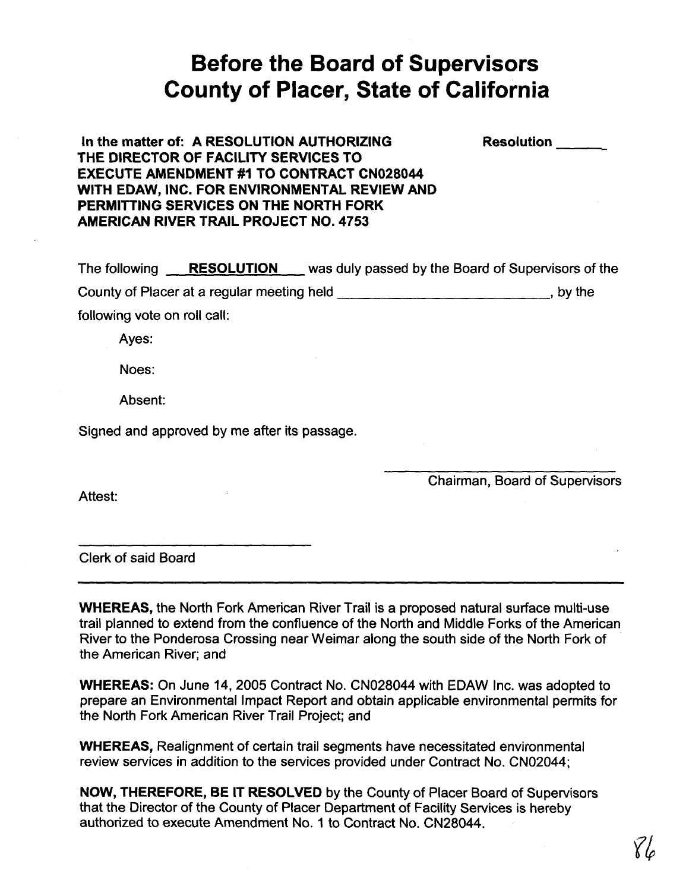# Before the Board of Supervisors County of Placer, State of California

**In the matter of: A RESOLUTION AUTHORIZING THE DIRECTOR OF FACILITY SERVICES TO EXECUTE AMENDMENT #1 TO CONTRACT CN028044 WITH EDAW, INC. FOR ENVIRONMENTAL REVIEW AND PERMITTING SERVICES ON THE NORTH FORK AMERICAN RIVER TRAIL PROJECT NO. 4753**

**Resolution** ______

The following **RESOLUTION** was duly passed by the Board of Supervisors of the County of Placer at a regular meeting held ____________________, by the following vote on roll call:

Ayes:

Noes:

Absent:

Signed and approved by me after its passage.

______________________________
Chairman, Board of Supervisors

Attest:

______________________________
Clerk of said Board

---

**WHEREAS,** the North Fork American River Trail is a proposed natural surface multi-use trail planned to extend from the confluence of the North and Middle Forks of the American River to the Ponderosa Crossing near Weimar along the south side of the North Fork of the American River; and

**WHEREAS:** On June 14, 2005 Contract No. CN028044 with EDAW Inc. was adopted to prepare an Environmental Impact Report and obtain applicable environmental permits for the North Fork American River Trail Project; and

**WHEREAS,** Realignment of certain trail segments have necessitated environmental review services in addition to the services provided under Contract No. CN02044;

**NOW, THEREFORE, BE IT RESOLVED** by the County of Placer Board of Supervisors that the Director of the County of Placer Department of Facility Services is hereby authorized to execute Amendment No. 1 to Contract No. CN28044.